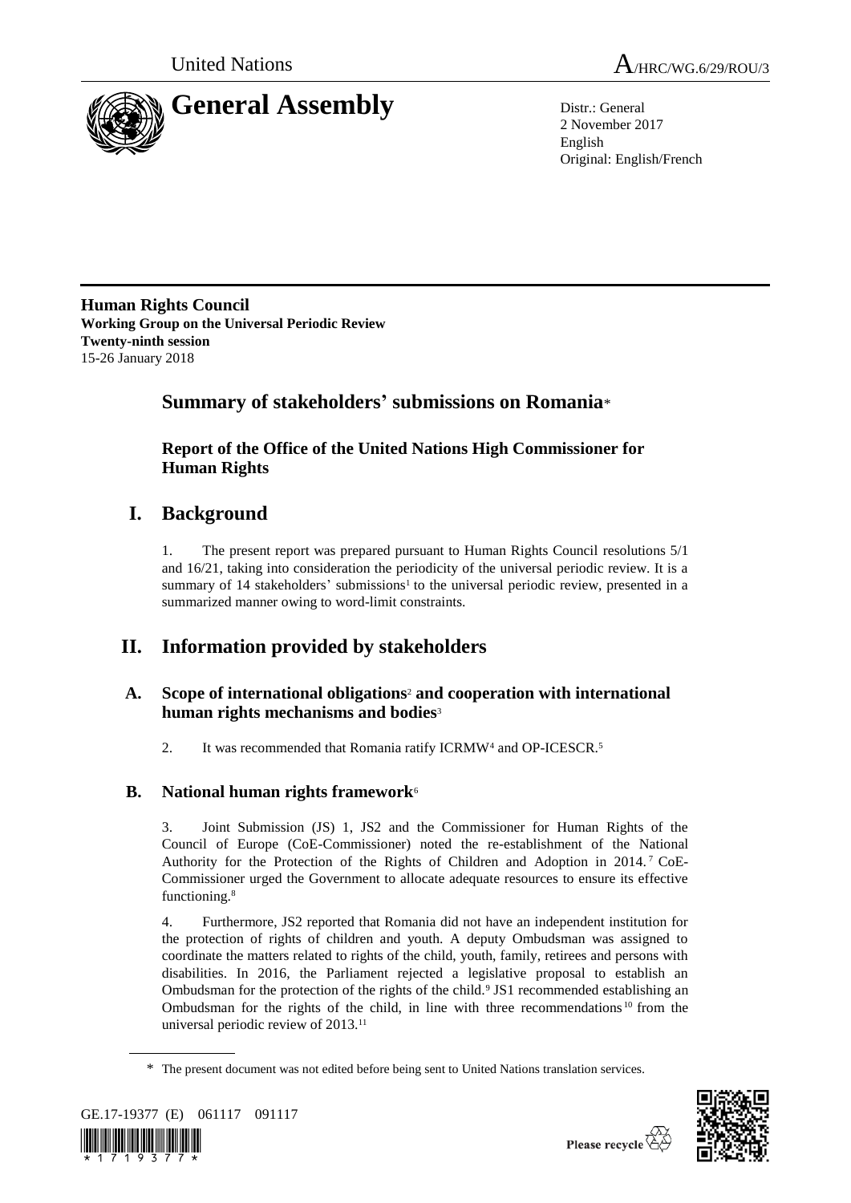United Nations A/HRC/WG.6/29/ROU/3

# General Assembly

Distr.: General
2 November 2017
English
Original: English/French

**Human Rights Council**
**Working Group on the Universal Periodic Review**
**Twenty-ninth session**
15-26 January 2018

## Summary of stakeholders' submissions on Romania*

### Report of the Office of the United Nations High Commissioner for Human Rights

## I. Background

1. The present report was prepared pursuant to Human Rights Council resolutions 5/1 and 16/21, taking into consideration the periodicity of the universal periodic review. It is a summary of 14 stakeholders' submissions[1] to the universal periodic review, presented in a summarized manner owing to word-limit constraints.

## II. Information provided by stakeholders

### A. Scope of international obligations[2] and cooperation with international human rights mechanisms and bodies[3]

2. It was recommended that Romania ratify ICRMW[4] and OP-ICESCR.[5]

### B. National human rights framework[6]

3. Joint Submission (JS) 1, JS2 and the Commissioner for Human Rights of the Council of Europe (CoE-Commissioner) noted the re-establishment of the National Authority for the Protection of the Rights of Children and Adoption in 2014.[7] CoE-Commissioner urged the Government to allocate adequate resources to ensure its effective functioning.[8]

4. Furthermore, JS2 reported that Romania did not have an independent institution for the protection of rights of children and youth. A deputy Ombudsman was assigned to coordinate the matters related to rights of the child, youth, family, retirees and persons with disabilities. In 2016, the Parliament rejected a legislative proposal to establish an Ombudsman for the protection of the rights of the child.[9] JS1 recommended establishing an Ombudsman for the rights of the child, in line with three recommendations[10] from the universal periodic review of 2013.[11]

\* The present document was not edited before being sent to United Nations translation services.

GE.17-19377 (E) 061117 091117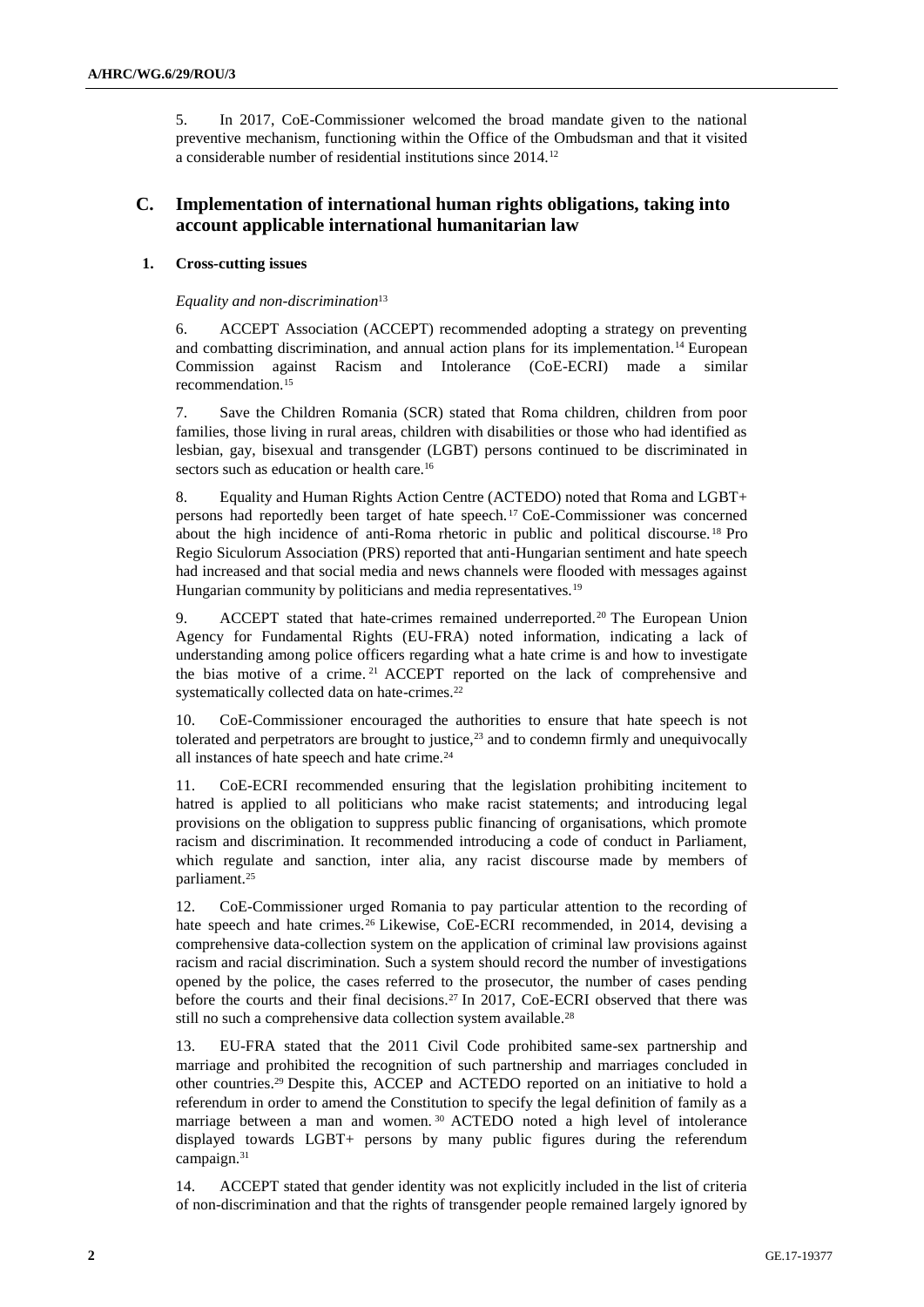5. In 2017, CoE-Commissioner welcomed the broad mandate given to the national preventive mechanism, functioning within the Office of the Ombudsman and that it visited a considerable number of residential institutions since 2014.[12]

## C. Implementation of international human rights obligations, taking into account applicable international humanitarian law

### 1. Cross-cutting issues

*Equality and non-discrimination*[13]

6. ACCEPT Association (ACCEPT) recommended adopting a strategy on preventing and combatting discrimination, and annual action plans for its implementation.[14] European Commission against Racism and Intolerance (CoE-ECRI) made a similar recommendation.[15]

7. Save the Children Romania (SCR) stated that Roma children, children from poor families, those living in rural areas, children with disabilities or those who had identified as lesbian, gay, bisexual and transgender (LGBT) persons continued to be discriminated in sectors such as education or health care.[16]

8. Equality and Human Rights Action Centre (ACTEDO) noted that Roma and LGBT+ persons had reportedly been target of hate speech.[17] CoE-Commissioner was concerned about the high incidence of anti-Roma rhetoric in public and political discourse.[18] Pro Regio Siculorum Association (PRS) reported that anti-Hungarian sentiment and hate speech had increased and that social media and news channels were flooded with messages against Hungarian community by politicians and media representatives.[19]

9. ACCEPT stated that hate-crimes remained underreported.[20] The European Union Agency for Fundamental Rights (EU-FRA) noted information, indicating a lack of understanding among police officers regarding what a hate crime is and how to investigate the bias motive of a crime.[21] ACCEPT reported on the lack of comprehensive and systematically collected data on hate-crimes.[22]

10. CoE-Commissioner encouraged the authorities to ensure that hate speech is not tolerated and perpetrators are brought to justice,[23] and to condemn firmly and unequivocally all instances of hate speech and hate crime.[24]

11. CoE-ECRI recommended ensuring that the legislation prohibiting incitement to hatred is applied to all politicians who make racist statements; and introducing legal provisions on the obligation to suppress public financing of organisations, which promote racism and discrimination. It recommended introducing a code of conduct in Parliament, which regulate and sanction, inter alia, any racist discourse made by members of parliament.[25]

12. CoE-Commissioner urged Romania to pay particular attention to the recording of hate speech and hate crimes.[26] Likewise, CoE-ECRI recommended, in 2014, devising a comprehensive data-collection system on the application of criminal law provisions against racism and racial discrimination. Such a system should record the number of investigations opened by the police, the cases referred to the prosecutor, the number of cases pending before the courts and their final decisions.[27] In 2017, CoE-ECRI observed that there was still no such a comprehensive data collection system available.[28]

13. EU-FRA stated that the 2011 Civil Code prohibited same-sex partnership and marriage and prohibited the recognition of such partnership and marriages concluded in other countries.[29] Despite this, ACCEP and ACTEDO reported on an initiative to hold a referendum in order to amend the Constitution to specify the legal definition of family as a marriage between a man and women.[30] ACTEDO noted a high level of intolerance displayed towards LGBT+ persons by many public figures during the referendum campaign.[31]

14. ACCEPT stated that gender identity was not explicitly included in the list of criteria of non-discrimination and that the rights of transgender people remained largely ignored by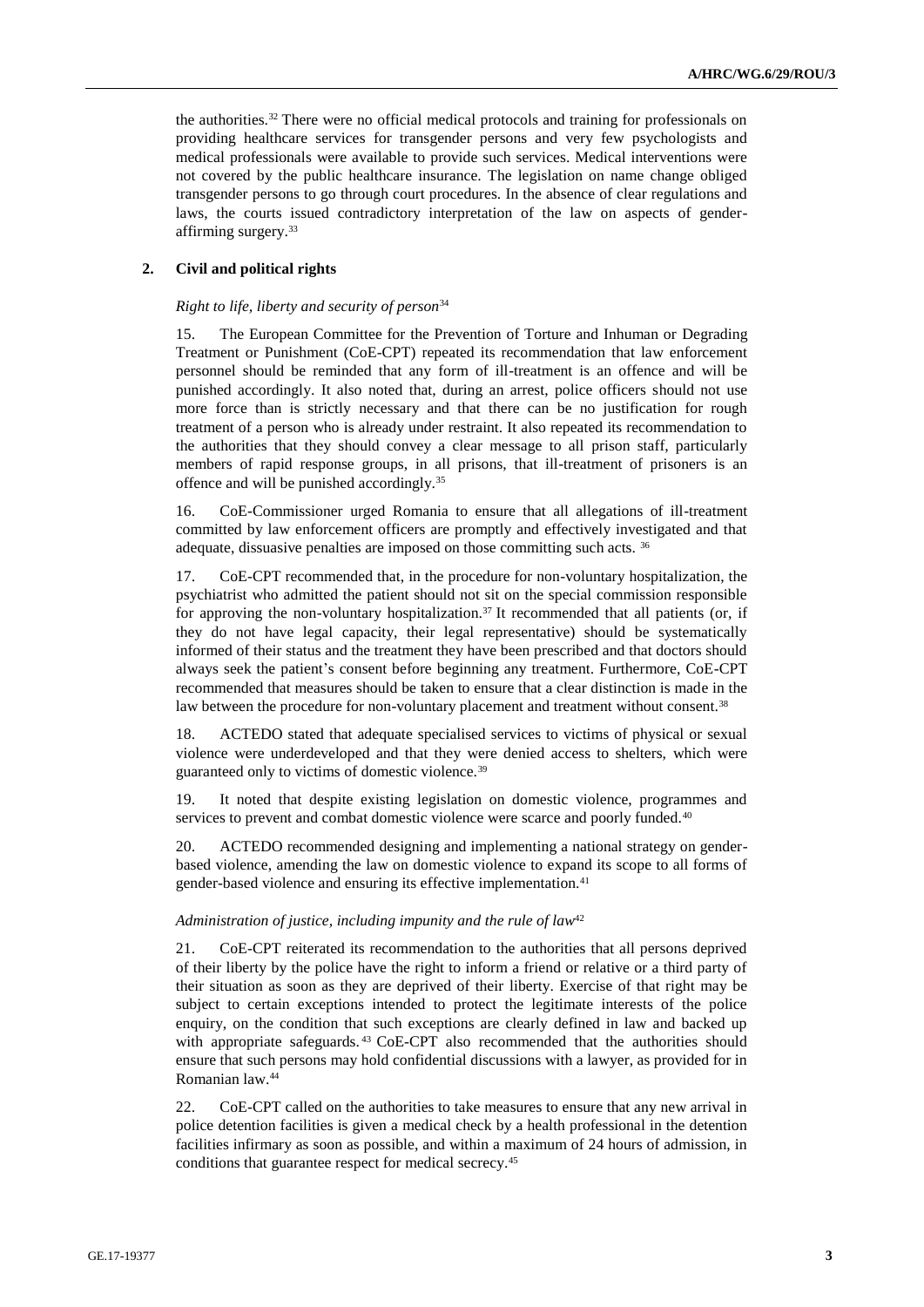the authorities.[32] There were no official medical protocols and training for professionals on providing healthcare services for transgender persons and very few psychologists and medical professionals were available to provide such services. Medical interventions were not covered by the public healthcare insurance. The legislation on name change obliged transgender persons to go through court procedures. In the absence of clear regulations and laws, the courts issued contradictory interpretation of the law on aspects of gender-affirming surgery.[33]

### 2. Civil and political rights

*Right to life, liberty and security of person*[34]

15. The European Committee for the Prevention of Torture and Inhuman or Degrading Treatment or Punishment (CoE-CPT) repeated its recommendation that law enforcement personnel should be reminded that any form of ill-treatment is an offence and will be punished accordingly. It also noted that, during an arrest, police officers should not use more force than is strictly necessary and that there can be no justification for rough treatment of a person who is already under restraint. It also repeated its recommendation to the authorities that they should convey a clear message to all prison staff, particularly members of rapid response groups, in all prisons, that ill-treatment of prisoners is an offence and will be punished accordingly.[35]

16. CoE-Commissioner urged Romania to ensure that all allegations of ill-treatment committed by law enforcement officers are promptly and effectively investigated and that adequate, dissuasive penalties are imposed on those committing such acts.[36]

17. CoE-CPT recommended that, in the procedure for non-voluntary hospitalization, the psychiatrist who admitted the patient should not sit on the special commission responsible for approving the non-voluntary hospitalization.[37] It recommended that all patients (or, if they do not have legal capacity, their legal representative) should be systematically informed of their status and the treatment they have been prescribed and that doctors should always seek the patient's consent before beginning any treatment. Furthermore, CoE-CPT recommended that measures should be taken to ensure that a clear distinction is made in the law between the procedure for non-voluntary placement and treatment without consent.[38]

18. ACTEDO stated that adequate specialised services to victims of physical or sexual violence were underdeveloped and that they were denied access to shelters, which were guaranteed only to victims of domestic violence.[39]

19. It noted that despite existing legislation on domestic violence, programmes and services to prevent and combat domestic violence were scarce and poorly funded.[40]

20. ACTEDO recommended designing and implementing a national strategy on gender-based violence, amending the law on domestic violence to expand its scope to all forms of gender-based violence and ensuring its effective implementation.[41]

*Administration of justice, including impunity and the rule of law*[42]

21. CoE-CPT reiterated its recommendation to the authorities that all persons deprived of their liberty by the police have the right to inform a friend or relative or a third party of their situation as soon as they are deprived of their liberty. Exercise of that right may be subject to certain exceptions intended to protect the legitimate interests of the police enquiry, on the condition that such exceptions are clearly defined in law and backed up with appropriate safeguards.[43] CoE-CPT also recommended that the authorities should ensure that such persons may hold confidential discussions with a lawyer, as provided for in Romanian law.[44]

22. CoE-CPT called on the authorities to take measures to ensure that any new arrival in police detention facilities is given a medical check by a health professional in the detention facilities infirmary as soon as possible, and within a maximum of 24 hours of admission, in conditions that guarantee respect for medical secrecy.[45]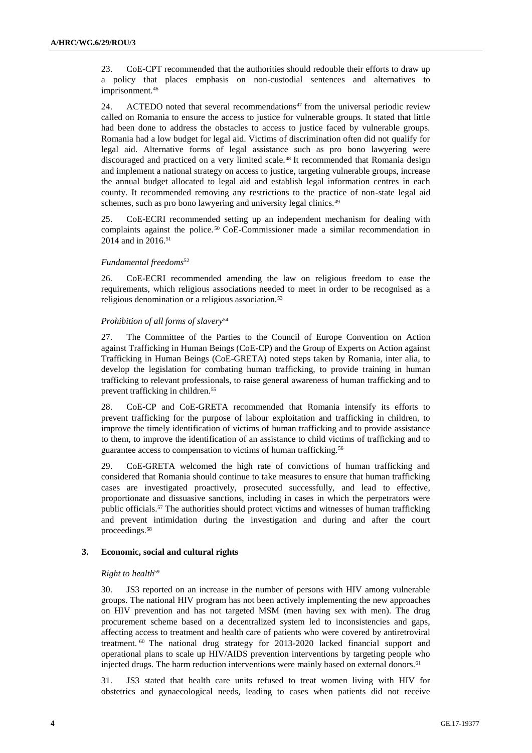23. CoE-CPT recommended that the authorities should redouble their efforts to draw up a policy that places emphasis on non-custodial sentences and alternatives to imprisonment.[46]

24. ACTEDO noted that several recommendations[47] from the universal periodic review called on Romania to ensure the access to justice for vulnerable groups. It stated that little had been done to address the obstacles to access to justice faced by vulnerable groups. Romania had a low budget for legal aid. Victims of discrimination often did not qualify for legal aid. Alternative forms of legal assistance such as pro bono lawyering were discouraged and practiced on a very limited scale.[48] It recommended that Romania design and implement a national strategy on access to justice, targeting vulnerable groups, increase the annual budget allocated to legal aid and establish legal information centres in each county. It recommended removing any restrictions to the practice of non-state legal aid schemes, such as pro bono lawyering and university legal clinics.[49]

25. CoE-ECRI recommended setting up an independent mechanism for dealing with complaints against the police.[50] CoE-Commissioner made a similar recommendation in 2014 and in 2016.[51]

*Fundamental freedoms*[52]

26. CoE-ECRI recommended amending the law on religious freedom to ease the requirements, which religious associations needed to meet in order to be recognised as a religious denomination or a religious association.[53]

*Prohibition of all forms of slavery*[54]

27. The Committee of the Parties to the Council of Europe Convention on Action against Trafficking in Human Beings (CoE-CP) and the Group of Experts on Action against Trafficking in Human Beings (CoE-GRETA) noted steps taken by Romania, inter alia, to develop the legislation for combating human trafficking, to provide training in human trafficking to relevant professionals, to raise general awareness of human trafficking and to prevent trafficking in children.[55]

28. CoE-CP and CoE-GRETA recommended that Romania intensify its efforts to prevent trafficking for the purpose of labour exploitation and trafficking in children, to improve the timely identification of victims of human trafficking and to provide assistance to them, to improve the identification of an assistance to child victims of trafficking and to guarantee access to compensation to victims of human trafficking.[56]

29. CoE-GRETA welcomed the high rate of convictions of human trafficking and considered that Romania should continue to take measures to ensure that human trafficking cases are investigated proactively, prosecuted successfully, and lead to effective, proportionate and dissuasive sanctions, including in cases in which the perpetrators were public officials.[57] The authorities should protect victims and witnesses of human trafficking and prevent intimidation during the investigation and during and after the court proceedings.[58]

### 3. Economic, social and cultural rights

*Right to health*[59]

30. JS3 reported on an increase in the number of persons with HIV among vulnerable groups. The national HIV program has not been actively implementing the new approaches on HIV prevention and has not targeted MSM (men having sex with men). The drug procurement scheme based on a decentralized system led to inconsistencies and gaps, affecting access to treatment and health care of patients who were covered by antiretroviral treatment.[60] The national drug strategy for 2013-2020 lacked financial support and operational plans to scale up HIV/AIDS prevention interventions by targeting people who injected drugs. The harm reduction interventions were mainly based on external donors.[61]

31. JS3 stated that health care units refused to treat women living with HIV for obstetrics and gynaecological needs, leading to cases when patients did not receive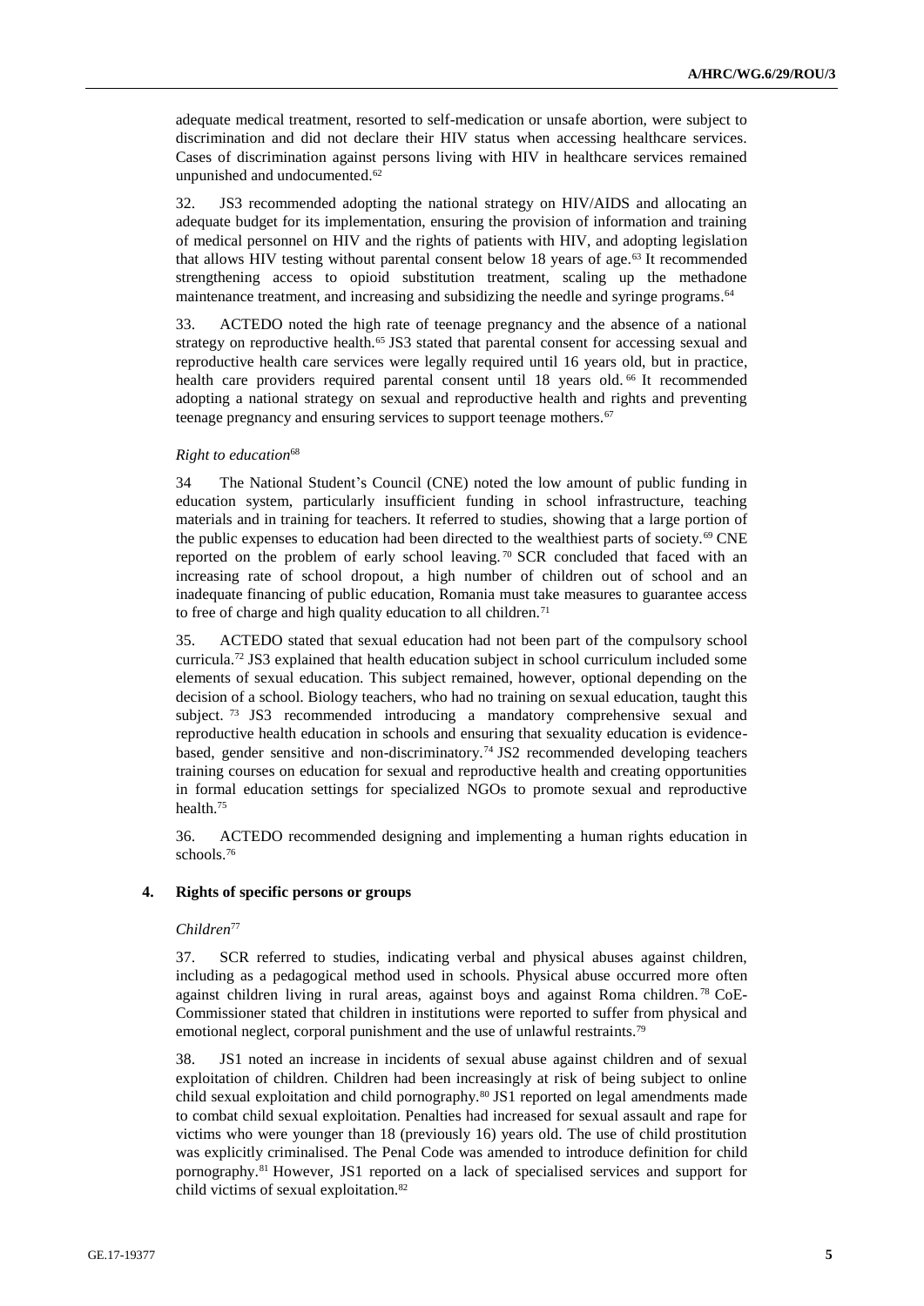adequate medical treatment, resorted to self-medication or unsafe abortion, were subject to discrimination and did not declare their HIV status when accessing healthcare services. Cases of discrimination against persons living with HIV in healthcare services remained unpunished and undocumented.[62]

32. JS3 recommended adopting the national strategy on HIV/AIDS and allocating an adequate budget for its implementation, ensuring the provision of information and training of medical personnel on HIV and the rights of patients with HIV, and adopting legislation that allows HIV testing without parental consent below 18 years of age.[63] It recommended strengthening access to opioid substitution treatment, scaling up the methadone maintenance treatment, and increasing and subsidizing the needle and syringe programs.[64]

33. ACTEDO noted the high rate of teenage pregnancy and the absence of a national strategy on reproductive health.[65] JS3 stated that parental consent for accessing sexual and reproductive health care services were legally required until 16 years old, but in practice, health care providers required parental consent until 18 years old.[66] It recommended adopting a national strategy on sexual and reproductive health and rights and preventing teenage pregnancy and ensuring services to support teenage mothers.[67]

*Right to education*[68]

34 The National Student's Council (CNE) noted the low amount of public funding in education system, particularly insufficient funding in school infrastructure, teaching materials and in training for teachers. It referred to studies, showing that a large portion of the public expenses to education had been directed to the wealthiest parts of society.[69] CNE reported on the problem of early school leaving.[70] SCR concluded that faced with an increasing rate of school dropout, a high number of children out of school and an inadequate financing of public education, Romania must take measures to guarantee access to free of charge and high quality education to all children.[71]

35. ACTEDO stated that sexual education had not been part of the compulsory school curricula.[72] JS3 explained that health education subject in school curriculum included some elements of sexual education. This subject remained, however, optional depending on the decision of a school. Biology teachers, who had no training on sexual education, taught this subject.[73] JS3 recommended introducing a mandatory comprehensive sexual and reproductive health education in schools and ensuring that sexuality education is evidence-based, gender sensitive and non-discriminatory.[74] JS2 recommended developing teachers training courses on education for sexual and reproductive health and creating opportunities in formal education settings for specialized NGOs to promote sexual and reproductive health.[75]

36. ACTEDO recommended designing and implementing a human rights education in schools.[76]

### 4. Rights of specific persons or groups

*Children*[77]

37. SCR referred to studies, indicating verbal and physical abuses against children, including as a pedagogical method used in schools. Physical abuse occurred more often against children living in rural areas, against boys and against Roma children.[78] CoE-Commissioner stated that children in institutions were reported to suffer from physical and emotional neglect, corporal punishment and the use of unlawful restraints.[79]

38. JS1 noted an increase in incidents of sexual abuse against children and of sexual exploitation of children. Children had been increasingly at risk of being subject to online child sexual exploitation and child pornography.[80] JS1 reported on legal amendments made to combat child sexual exploitation. Penalties had increased for sexual assault and rape for victims who were younger than 18 (previously 16) years old. The use of child prostitution was explicitly criminalised. The Penal Code was amended to introduce definition for child pornography.[81] However, JS1 reported on a lack of specialised services and support for child victims of sexual exploitation.[82]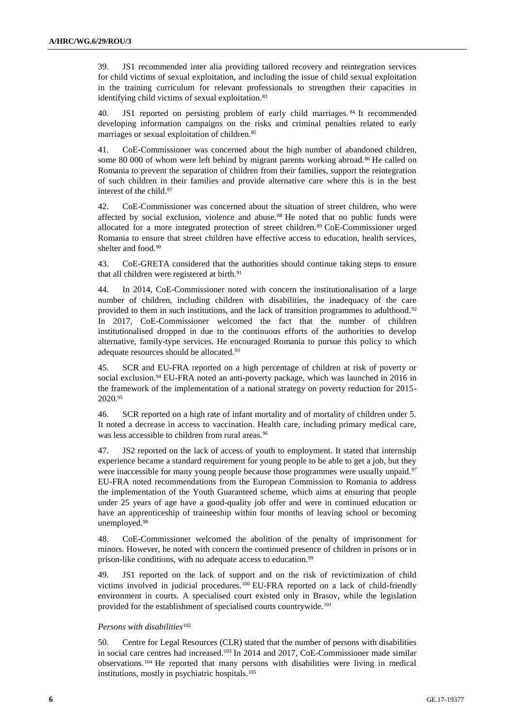39. JS1 recommended inter alia providing tailored recovery and reintegration services for child victims of sexual exploitation, and including the issue of child sexual exploitation in the training curriculum for relevant professionals to strengthen their capacities in identifying child victims of sexual exploitation.[83]

40. JS1 reported on persisting problem of early child marriages.[84] It recommended developing information campaigns on the risks and criminal penalties related to early marriages or sexual exploitation of children.[85]

41. CoE-Commissioner was concerned about the high number of abandoned children, some 80 000 of whom were left behind by migrant parents working abroad.[86] He called on Romania to prevent the separation of children from their families, support the reintegration of such children in their families and provide alternative care where this is in the best interest of the child.[87]

42. CoE-Commissioner was concerned about the situation of street children, who were affected by social exclusion, violence and abuse.[88] He noted that no public funds were allocated for a more integrated protection of street children.[89] CoE-Commissioner urged Romania to ensure that street children have effective access to education, health services, shelter and food.[90]

43. CoE-GRETA considered that the authorities should continue taking steps to ensure that all children were registered at birth.[91]

44. In 2014, CoE-Commissioner noted with concern the institutionalisation of a large number of children, including children with disabilities, the inadequacy of the care provided to them in such institutions, and the lack of transition programmes to adulthood.[92] In 2017, CoE-Commissioner welcomed the fact that the number of children institutionalised dropped in due to the continuous efforts of the authorities to develop alternative, family-type services. He encouraged Romania to pursue this policy to which adequate resources should be allocated.[93]

45. SCR and EU-FRA reported on a high percentage of children at risk of poverty or social exclusion.[94] EU-FRA noted an anti-poverty package, which was launched in 2016 in the framework of the implementation of a national strategy on poverty reduction for 2015-2020.[95]

46. SCR reported on a high rate of infant mortality and of mortality of children under 5. It noted a decrease in access to vaccination. Health care, including primary medical care, was less accessible to children from rural areas.[96]

47. JS2 reported on the lack of access of youth to employment. It stated that internship experience became a standard requirement for young people to be able to get a job, but they were inaccessible for many young people because those programmes were usually unpaid.[97] EU-FRA noted recommendations from the European Commission to Romania to address the implementation of the Youth Guaranteed scheme, which aims at ensuring that people under 25 years of age have a good-quality job offer and were in continued education or have an apprenticeship of traineeship within four months of leaving school or becoming unemployed.[98]

48. CoE-Commissioner welcomed the abolition of the penalty of imprisonment for minors. However, he noted with concern the continued presence of children in prisons or in prison-like conditions, with no adequate access to education.[99]

49. JS1 reported on the lack of support and on the risk of revictimization of child victims involved in judicial procedures.[100] EU-FRA reported on a lack of child-friendly environment in courts. A specialised court existed only in Brasov, while the legislation provided for the establishment of specialised courts countrywide.[101]

*Persons with disabilities*[102]

50. Centre for Legal Resources (CLR) stated that the number of persons with disabilities in social care centres had increased.[103] In 2014 and 2017, CoE-Commissioner made similar observations.[104] He reported that many persons with disabilities were living in medical institutions, mostly in psychiatric hospitals.[105]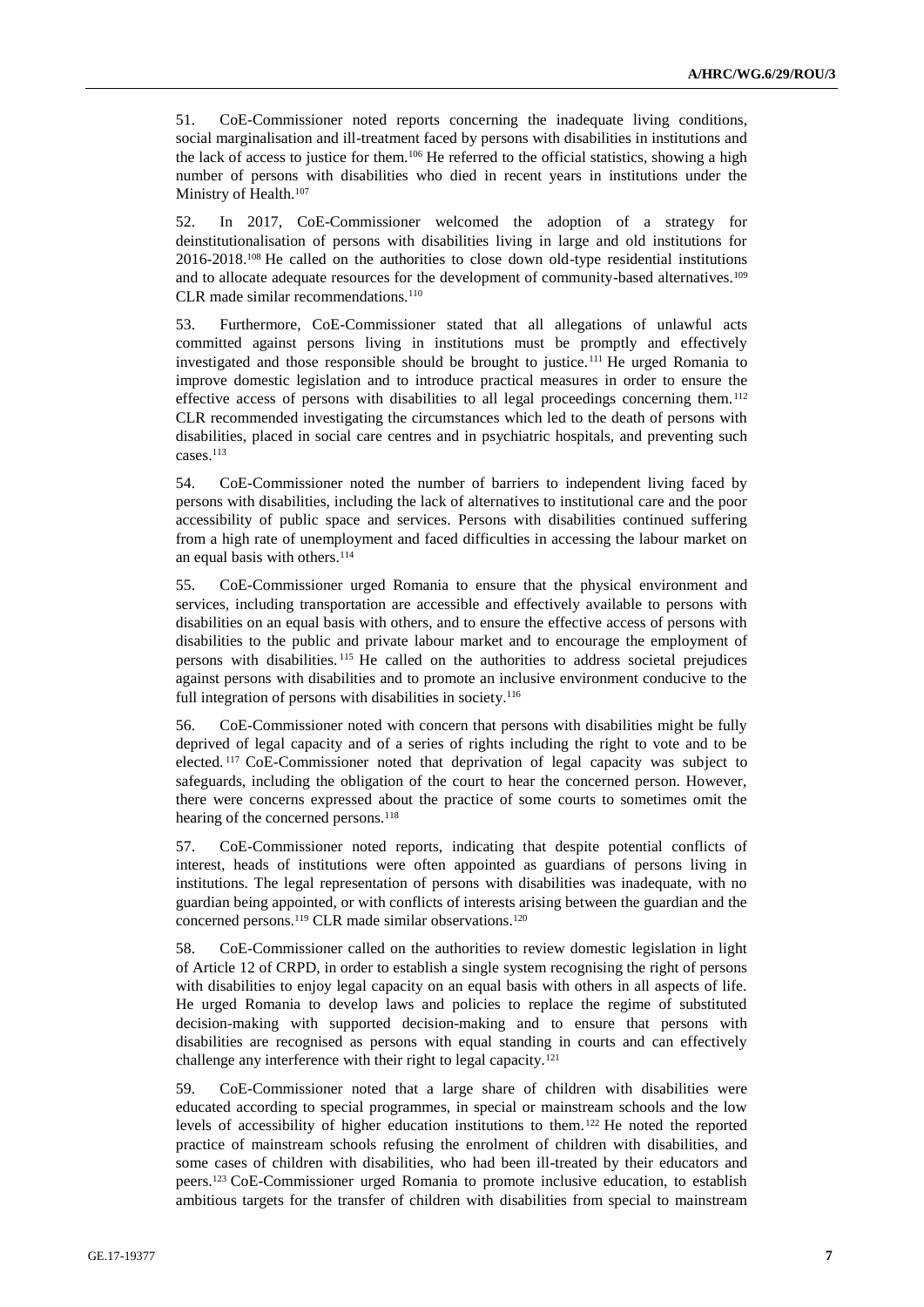51. CoE-Commissioner noted reports concerning the inadequate living conditions, social marginalisation and ill-treatment faced by persons with disabilities in institutions and the lack of access to justice for them.[106] He referred to the official statistics, showing a high number of persons with disabilities who died in recent years in institutions under the Ministry of Health.[107]

52. In 2017, CoE-Commissioner welcomed the adoption of a strategy for deinstitutionalisation of persons with disabilities living in large and old institutions for 2016-2018.[108] He called on the authorities to close down old-type residential institutions and to allocate adequate resources for the development of community-based alternatives.[109] CLR made similar recommendations.[110]

53. Furthermore, CoE-Commissioner stated that all allegations of unlawful acts committed against persons living in institutions must be promptly and effectively investigated and those responsible should be brought to justice.[111] He urged Romania to improve domestic legislation and to introduce practical measures in order to ensure the effective access of persons with disabilities to all legal proceedings concerning them.[112] CLR recommended investigating the circumstances which led to the death of persons with disabilities, placed in social care centres and in psychiatric hospitals, and preventing such cases.[113]

54. CoE-Commissioner noted the number of barriers to independent living faced by persons with disabilities, including the lack of alternatives to institutional care and the poor accessibility of public space and services. Persons with disabilities continued suffering from a high rate of unemployment and faced difficulties in accessing the labour market on an equal basis with others.[114]

55. CoE-Commissioner urged Romania to ensure that the physical environment and services, including transportation are accessible and effectively available to persons with disabilities on an equal basis with others, and to ensure the effective access of persons with disabilities to the public and private labour market and to encourage the employment of persons with disabilities.[115] He called on the authorities to address societal prejudices against persons with disabilities and to promote an inclusive environment conducive to the full integration of persons with disabilities in society.[116]

56. CoE-Commissioner noted with concern that persons with disabilities might be fully deprived of legal capacity and of a series of rights including the right to vote and to be elected.[117] CoE-Commissioner noted that deprivation of legal capacity was subject to safeguards, including the obligation of the court to hear the concerned person. However, there were concerns expressed about the practice of some courts to sometimes omit the hearing of the concerned persons.[118]

57. CoE-Commissioner noted reports, indicating that despite potential conflicts of interest, heads of institutions were often appointed as guardians of persons living in institutions. The legal representation of persons with disabilities was inadequate, with no guardian being appointed, or with conflicts of interests arising between the guardian and the concerned persons.[119] CLR made similar observations.[120]

58. CoE-Commissioner called on the authorities to review domestic legislation in light of Article 12 of CRPD, in order to establish a single system recognising the right of persons with disabilities to enjoy legal capacity on an equal basis with others in all aspects of life. He urged Romania to develop laws and policies to replace the regime of substituted decision-making with supported decision-making and to ensure that persons with disabilities are recognised as persons with equal standing in courts and can effectively challenge any interference with their right to legal capacity.[121]

59. CoE-Commissioner noted that a large share of children with disabilities were educated according to special programmes, in special or mainstream schools and the low levels of accessibility of higher education institutions to them.[122] He noted the reported practice of mainstream schools refusing the enrolment of children with disabilities, and some cases of children with disabilities, who had been ill-treated by their educators and peers.[123] CoE-Commissioner urged Romania to promote inclusive education, to establish ambitious targets for the transfer of children with disabilities from special to mainstream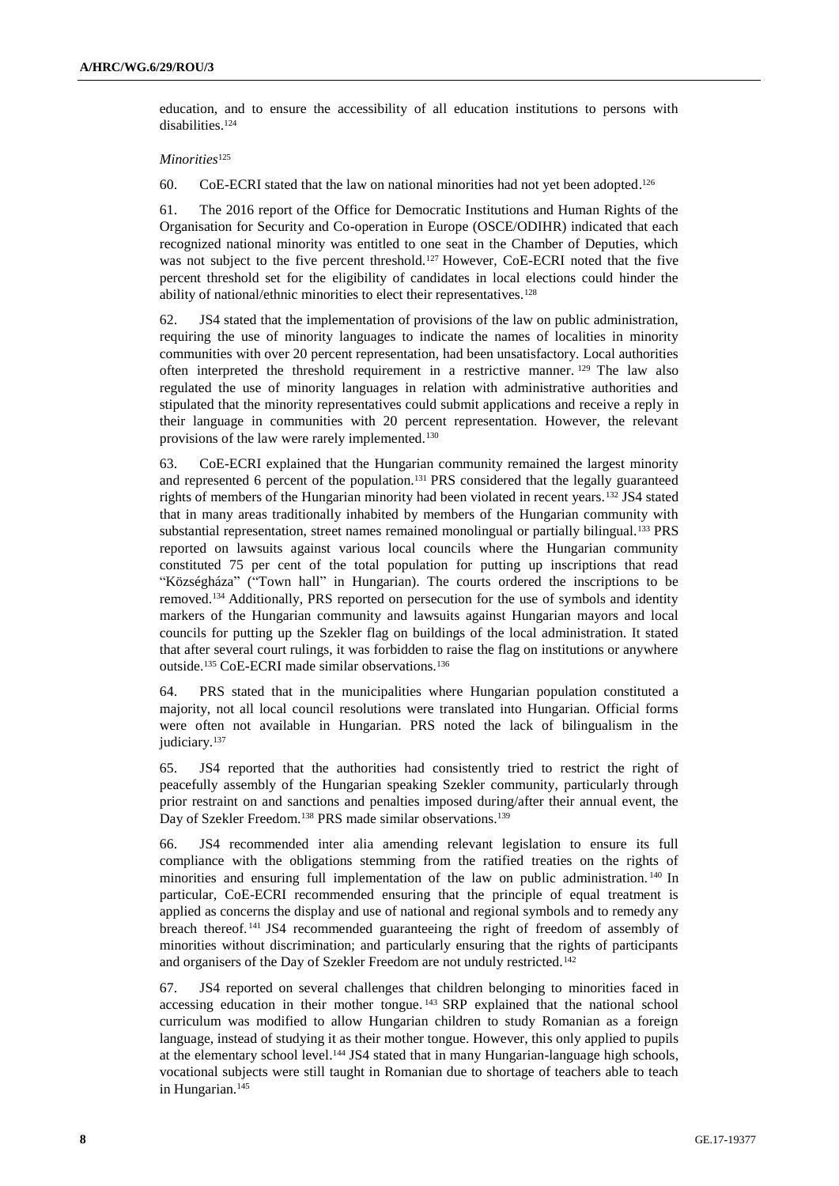education, and to ensure the accessibility of all education institutions to persons with disabilities.[124]

*Minorities*[125]

60. CoE-ECRI stated that the law on national minorities had not yet been adopted.[126]

61. The 2016 report of the Office for Democratic Institutions and Human Rights of the Organisation for Security and Co-operation in Europe (OSCE/ODIHR) indicated that each recognized national minority was entitled to one seat in the Chamber of Deputies, which was not subject to the five percent threshold.[127] However, CoE-ECRI noted that the five percent threshold set for the eligibility of candidates in local elections could hinder the ability of national/ethnic minorities to elect their representatives.[128]

62. JS4 stated that the implementation of provisions of the law on public administration, requiring the use of minority languages to indicate the names of localities in minority communities with over 20 percent representation, had been unsatisfactory. Local authorities often interpreted the threshold requirement in a restrictive manner.[129] The law also regulated the use of minority languages in relation with administrative authorities and stipulated that the minority representatives could submit applications and receive a reply in their language in communities with 20 percent representation. However, the relevant provisions of the law were rarely implemented.[130]

63. CoE-ECRI explained that the Hungarian community remained the largest minority and represented 6 percent of the population.[131] PRS considered that the legally guaranteed rights of members of the Hungarian minority had been violated in recent years.[132] JS4 stated that in many areas traditionally inhabited by members of the Hungarian community with substantial representation, street names remained monolingual or partially bilingual.[133] PRS reported on lawsuits against various local councils where the Hungarian community constituted 75 per cent of the total population for putting up inscriptions that read "Községháza" ("Town hall" in Hungarian). The courts ordered the inscriptions to be removed.[134] Additionally, PRS reported on persecution for the use of symbols and identity markers of the Hungarian community and lawsuits against Hungarian mayors and local councils for putting up the Szekler flag on buildings of the local administration. It stated that after several court rulings, it was forbidden to raise the flag on institutions or anywhere outside.[135] CoE-ECRI made similar observations.[136]

64. PRS stated that in the municipalities where Hungarian population constituted a majority, not all local council resolutions were translated into Hungarian. Official forms were often not available in Hungarian. PRS noted the lack of bilingualism in the judiciary.[137]

65. JS4 reported that the authorities had consistently tried to restrict the right of peacefully assembly of the Hungarian speaking Szekler community, particularly through prior restraint on and sanctions and penalties imposed during/after their annual event, the Day of Szekler Freedom.[138] PRS made similar observations.[139]

66. JS4 recommended inter alia amending relevant legislation to ensure its full compliance with the obligations stemming from the ratified treaties on the rights of minorities and ensuring full implementation of the law on public administration.[140] In particular, CoE-ECRI recommended ensuring that the principle of equal treatment is applied as concerns the display and use of national and regional symbols and to remedy any breach thereof.[141] JS4 recommended guaranteeing the right of freedom of assembly of minorities without discrimination; and particularly ensuring that the rights of participants and organisers of the Day of Szekler Freedom are not unduly restricted.[142]

67. JS4 reported on several challenges that children belonging to minorities faced in accessing education in their mother tongue.[143] SRP explained that the national school curriculum was modified to allow Hungarian children to study Romanian as a foreign language, instead of studying it as their mother tongue. However, this only applied to pupils at the elementary school level.[144] JS4 stated that in many Hungarian-language high schools, vocational subjects were still taught in Romanian due to shortage of teachers able to teach in Hungarian.[145]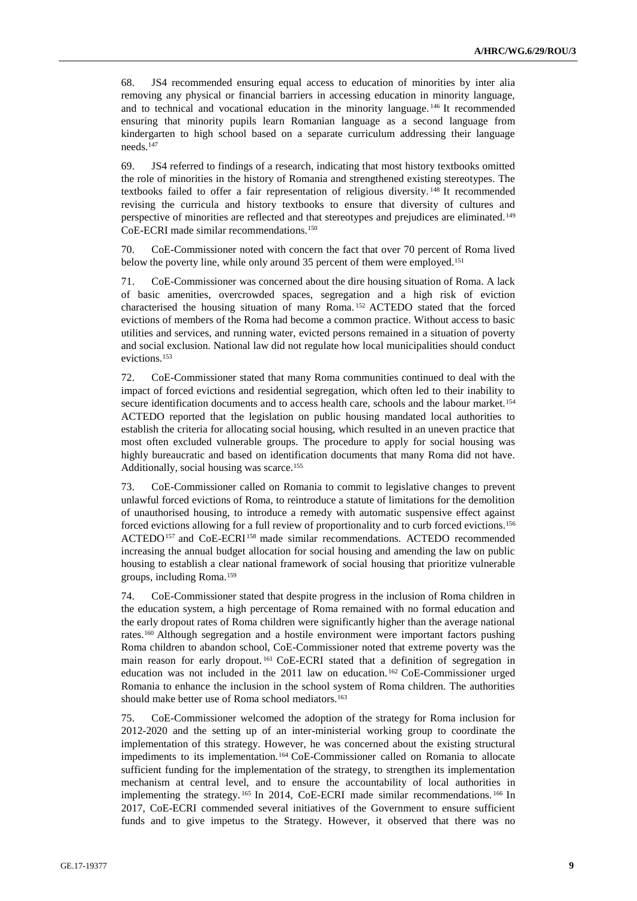68. JS4 recommended ensuring equal access to education of minorities by inter alia removing any physical or financial barriers in accessing education in minority language, and to technical and vocational education in the minority language.[146] It recommended ensuring that minority pupils learn Romanian language as a second language from kindergarten to high school based on a separate curriculum addressing their language needs.[147]

69. JS4 referred to findings of a research, indicating that most history textbooks omitted the role of minorities in the history of Romania and strengthened existing stereotypes. The textbooks failed to offer a fair representation of religious diversity.[148] It recommended revising the curricula and history textbooks to ensure that diversity of cultures and perspective of minorities are reflected and that stereotypes and prejudices are eliminated.[149] CoE-ECRI made similar recommendations.[150]

70. CoE-Commissioner noted with concern the fact that over 70 percent of Roma lived below the poverty line, while only around 35 percent of them were employed.[151]

71. CoE-Commissioner was concerned about the dire housing situation of Roma. A lack of basic amenities, overcrowded spaces, segregation and a high risk of eviction characterised the housing situation of many Roma.[152] ACTEDO stated that the forced evictions of members of the Roma had become a common practice. Without access to basic utilities and services, and running water, evicted persons remained in a situation of poverty and social exclusion. National law did not regulate how local municipalities should conduct evictions.[153]

72. CoE-Commissioner stated that many Roma communities continued to deal with the impact of forced evictions and residential segregation, which often led to their inability to secure identification documents and to access health care, schools and the labour market.[154] ACTEDO reported that the legislation on public housing mandated local authorities to establish the criteria for allocating social housing, which resulted in an uneven practice that most often excluded vulnerable groups. The procedure to apply for social housing was highly bureaucratic and based on identification documents that many Roma did not have. Additionally, social housing was scarce.[155]

73. CoE-Commissioner called on Romania to commit to legislative changes to prevent unlawful forced evictions of Roma, to reintroduce a statute of limitations for the demolition of unauthorised housing, to introduce a remedy with automatic suspensive effect against forced evictions allowing for a full review of proportionality and to curb forced evictions.[156] ACTEDO[157] and CoE-ECRI[158] made similar recommendations. ACTEDO recommended increasing the annual budget allocation for social housing and amending the law on public housing to establish a clear national framework of social housing that prioritize vulnerable groups, including Roma.[159]

74. CoE-Commissioner stated that despite progress in the inclusion of Roma children in the education system, a high percentage of Roma remained with no formal education and the early dropout rates of Roma children were significantly higher than the average national rates.[160] Although segregation and a hostile environment were important factors pushing Roma children to abandon school, CoE-Commissioner noted that extreme poverty was the main reason for early dropout.[161] CoE-ECRI stated that a definition of segregation in education was not included in the 2011 law on education.[162] CoE-Commissioner urged Romania to enhance the inclusion in the school system of Roma children. The authorities should make better use of Roma school mediators.[163]

75. CoE-Commissioner welcomed the adoption of the strategy for Roma inclusion for 2012-2020 and the setting up of an inter-ministerial working group to coordinate the implementation of this strategy. However, he was concerned about the existing structural impediments to its implementation.[164] CoE-Commissioner called on Romania to allocate sufficient funding for the implementation of the strategy, to strengthen its implementation mechanism at central level, and to ensure the accountability of local authorities in implementing the strategy.[165] In 2014, CoE-ECRI made similar recommendations.[166] In 2017, CoE-ECRI commended several initiatives of the Government to ensure sufficient funds and to give impetus to the Strategy. However, it observed that there was no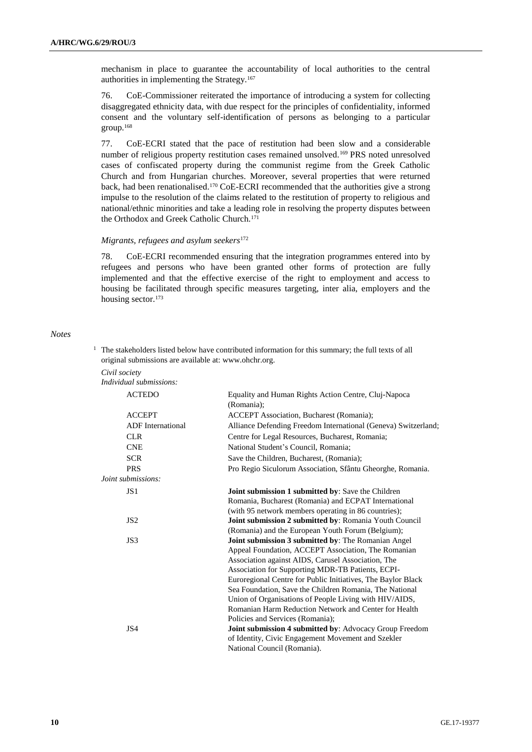mechanism in place to guarantee the accountability of local authorities to the central authorities in implementing the Strategy.[167]

76. CoE-Commissioner reiterated the importance of introducing a system for collecting disaggregated ethnicity data, with due respect for the principles of confidentiality, informed consent and the voluntary self-identification of persons as belonging to a particular group.[168]

77. CoE-ECRI stated that the pace of restitution had been slow and a considerable number of religious property restitution cases remained unsolved.[169] PRS noted unresolved cases of confiscated property during the communist regime from the Greek Catholic Church and from Hungarian churches. Moreover, several properties that were returned back, had been renationalised.[170] CoE-ECRI recommended that the authorities give a strong impulse to the resolution of the claims related to the restitution of property to religious and national/ethnic minorities and take a leading role in resolving the property disputes between the Orthodox and Greek Catholic Church.[171]

*Migrants, refugees and asylum seekers*[172]

78. CoE-ECRI recommended ensuring that the integration programmes entered into by refugees and persons who have been granted other forms of protection are fully implemented and that the effective exercise of the right to employment and access to housing be facilitated through specific measures targeting, inter alia, employers and the housing sector.[173]

*Notes*

[1] The stakeholders listed below have contributed information for this summary; the full texts of all original submissions are available at: www.ohchr.org.

*Civil society*

*Individual submissions:*

| | |
|---|---|
| ACTEDO | Equality and Human Rights Action Centre, Cluj-Napoca (Romania); |
| ACCEPT | ACCEPT Association, Bucharest (Romania); |
| ADF International | Alliance Defending Freedom International (Geneva) Switzerland; |
| CLR | Centre for Legal Resources, Bucharest, Romania; |
| CNE | National Student's Council, Romania; |
| SCR | Save the Children, Bucharest, (Romania); |
| PRS | Pro Regio Siculorum Association, Sfântu Gheorghe, Romania. |

*Joint submissions:*

| | |
|---|---|
| JS1 | **Joint submission 1 submitted by**: Save the Children Romania, Bucharest (Romania) and ECPAT International (with 95 network members operating in 86 countries); |
| JS2 | **Joint submission 2 submitted by**: Romania Youth Council (Romania) and the European Youth Forum (Belgium); |
| JS3 | **Joint submission 3 submitted by**: The Romanian Angel Appeal Foundation, ACCEPT Association, The Romanian Association against AIDS, Carusel Association, The Association for Supporting MDR-TB Patients, ECPI-Euroregional Centre for Public Initiatives, The Baylor Black Sea Foundation, Save the Children Romania, The National Union of Organisations of People Living with HIV/AIDS, Romanian Harm Reduction Network and Center for Health Policies and Services (Romania); |
| JS4 | **Joint submission 4 submitted by**: Advocacy Group Freedom of Identity, Civic Engagement Movement and Szekler National Council (Romania). |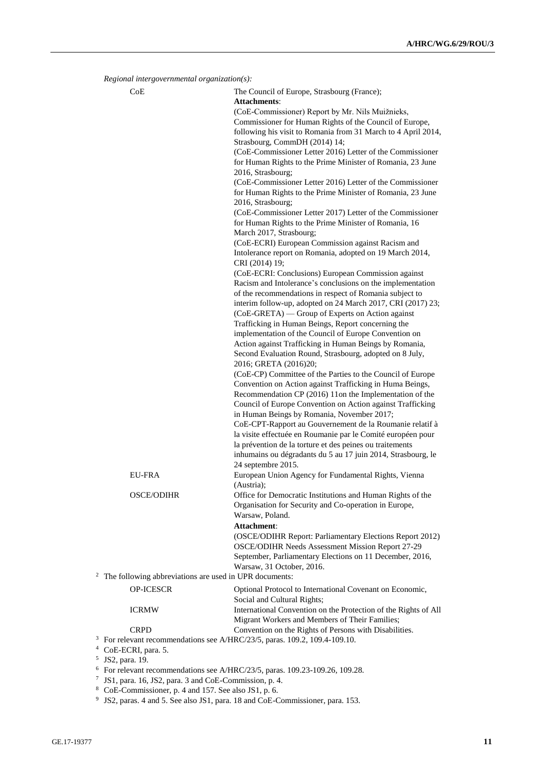*Regional intergovernmental organization(s):*

| | |
|---|---|
| CoE | The Council of Europe, Strasbourg (France); **Attachments**: (CoE-Commissioner) Report by Mr. Nils Muižnieks, Commissioner for Human Rights of the Council of Europe, following his visit to Romania from 31 March to 4 April 2014, Strasbourg, CommDH (2014) 14; (CoE-Commissioner Letter 2016) Letter of the Commissioner for Human Rights to the Prime Minister of Romania, 23 June 2016, Strasbourg; (CoE-Commissioner Letter 2016) Letter of the Commissioner for Human Rights to the Prime Minister of Romania, 23 June 2016, Strasbourg; (CoE-Commissioner Letter 2017) Letter of the Commissioner for Human Rights to the Prime Minister of Romania, 16 March 2017, Strasbourg; (CoE-ECRI) European Commission against Racism and Intolerance report on Romania, adopted on 19 March 2014, CRI (2014) 19; (CoE-ECRI: Conclusions) European Commission against Racism and Intolerance's conclusions on the implementation of the recommendations in respect of Romania subject to interim follow-up, adopted on 24 March 2017, CRI (2017) 23; (CoE-GRETA) — Group of Experts on Action against Trafficking in Human Beings, Report concerning the implementation of the Council of Europe Convention on Action against Trafficking in Human Beings by Romania, Second Evaluation Round, Strasbourg, adopted on 8 July, 2016; GRETA (2016)20; (CoE-CP) Committee of the Parties to the Council of Europe Convention on Action against Trafficking in Huma Beings, Recommendation CP (2016) 11on the Implementation of the Council of Europe Convention on Action against Trafficking in Human Beings by Romania, November 2017; CoE-CPT-Rapport au Gouvernement de la Roumanie relatif à la visite effectuée en Roumanie par le Comité européen pour la prévention de la torture et des peines ou traitements inhumains ou dégradants du 5 au 17 juin 2014, Strasbourg, le 24 septembre 2015. |
| EU-FRA | European Union Agency for Fundamental Rights, Vienna (Austria); |
| OSCE/ODIHR | Office for Democratic Institutions and Human Rights of the Organisation for Security and Co-operation in Europe, Warsaw, Poland. **Attachment**: (OSCE/ODIHR Report: Parliamentary Elections Report 2012) OSCE/ODIHR Needs Assessment Mission Report 27-29 September, Parliamentary Elections on 11 December, 2016, Warsaw, 31 October, 2016. |

[2] The following abbreviations are used in UPR documents:

| | |
|---|---|
| OP-ICESCR | Optional Protocol to International Covenant on Economic, Social and Cultural Rights; |
| ICRMW | International Convention on the Protection of the Rights of All Migrant Workers and Members of Their Families; |
| CRPD | Convention on the Rights of Persons with Disabilities. |

[3] For relevant recommendations see A/HRC/23/5, paras. 109.2, 109.4-109.10.

[4] CoE-ECRI, para. 5.

[5] JS2, para. 19.

[6] For relevant recommendations see A/HRC/23/5, paras. 109.23-109.26, 109.28.

[7] JS1, para. 16, JS2, para. 3 and CoE-Commission, p. 4.

[8] CoE-Commissioner, p. 4 and 157. See also JS1, p. 6.

[9] JS2, paras. 4 and 5. See also JS1, para. 18 and CoE-Commissioner, para. 153.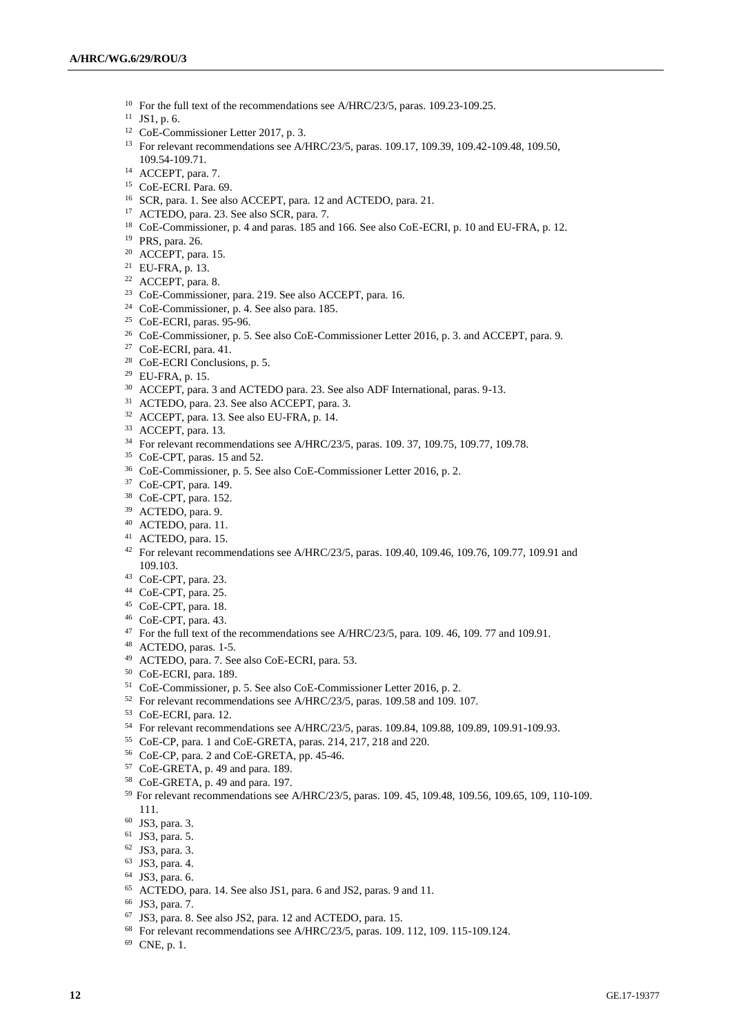[10] For the full text of the recommendations see A/HRC/23/5, paras. 109.23-109.25.

[11] JS1, p. 6.

[12] CoE-Commissioner Letter 2017, p. 3.

[13] For relevant recommendations see A/HRC/23/5, paras. 109.17, 109.39, 109.42-109.48, 109.50, 109.54-109.71.

[14] ACCEPT, para. 7.

[15] CoE-ECRI. Para. 69.

[16] SCR, para. 1. See also ACCEPT, para. 12 and ACTEDO, para. 21.

[17] ACTEDO, para. 23. See also SCR, para. 7.

[18] CoE-Commissioner, p. 4 and paras. 185 and 166. See also CoE-ECRI, p. 10 and EU-FRA, p. 12.

[19] PRS, para. 26.

[20] ACCEPT, para. 15.

[21] EU-FRA, p. 13.

[22] ACCEPT, para. 8.

[23] CoE-Commissioner, para. 219. See also ACCEPT, para. 16.

[24] CoE-Commissioner, p. 4. See also para. 185.

[25] CoE-ECRI, paras. 95-96.

[26] CoE-Commissioner, p. 5. See also CoE-Commissioner Letter 2016, p. 3. and ACCEPT, para. 9.

[27] CoE-ECRI, para. 41.

[28] CoE-ECRI Conclusions, p. 5.

[29] EU-FRA, p. 15.

[30] ACCEPT, para. 3 and ACTEDO para. 23. See also ADF International, paras. 9-13.

[31] ACTEDO, para. 23. See also ACCEPT, para. 3.

[32] ACCEPT, para. 13. See also EU-FRA, p. 14.

[33] ACCEPT, para. 13.

[34] For relevant recommendations see A/HRC/23/5, paras. 109. 37, 109.75, 109.77, 109.78.

[35] CoE-CPT, paras. 15 and 52.

[36] CoE-Commissioner, p. 5. See also CoE-Commissioner Letter 2016, p. 2.

[37] CoE-CPT, para. 149.

[38] CoE-CPT, para. 152.

[39] ACTEDO, para. 9.

[40] ACTEDO, para. 11.

[41] ACTEDO, para. 15.

[42] For relevant recommendations see A/HRC/23/5, paras. 109.40, 109.46, 109.76, 109.77, 109.91 and 109.103.

[43] CoE-CPT, para. 23.

[44] CoE-CPT, para. 25.

[45] CoE-CPT, para. 18.

[46] CoE-CPT, para. 43.

[47] For the full text of the recommendations see A/HRC/23/5, para. 109. 46, 109. 77 and 109.91.

[48] ACTEDO, paras. 1-5.

[49] ACTEDO, para. 7. See also CoE-ECRI, para. 53.

[50] CoE-ECRI, para. 189.

[51] CoE-Commissioner, p. 5. See also CoE-Commissioner Letter 2016, p. 2.

[52] For relevant recommendations see A/HRC/23/5, paras. 109.58 and 109. 107.

[53] CoE-ECRI, para. 12.

[54] For relevant recommendations see A/HRC/23/5, paras. 109.84, 109.88, 109.89, 109.91-109.93.

[55] CoE-CP, para. 1 and CoE-GRETA, paras. 214, 217, 218 and 220.

[56] CoE-CP, para. 2 and CoE-GRETA, pp. 45-46.

[57] CoE-GRETA, p. 49 and para. 189.

[58] CoE-GRETA, p. 49 and para. 197.

[59] For relevant recommendations see A/HRC/23/5, paras. 109. 45, 109.48, 109.56, 109.65, 109, 110-109. 111.

[60] JS3, para. 3.

[61] JS3, para. 5.

[62] JS3, para. 3.

[63] JS3, para. 4.

[64] JS3, para. 6.

[65] ACTEDO, para. 14. See also JS1, para. 6 and JS2, paras. 9 and 11.

[66] JS3, para. 7.

[67] JS3, para. 8. See also JS2, para. 12 and ACTEDO, para. 15.

[68] For relevant recommendations see A/HRC/23/5, paras. 109. 112, 109. 115-109.124.

[69] CNE, p. 1.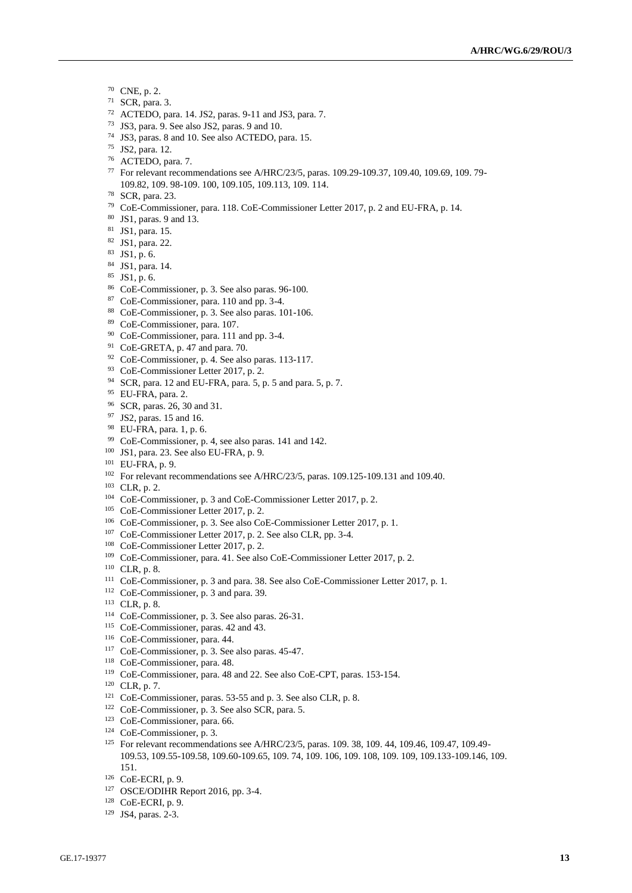[70] CNE, p. 2.
[71] SCR, para. 3.
[72] ACTEDO, para. 14. JS2, paras. 9-11 and JS3, para. 7.
[73] JS3, para. 9. See also JS2, paras. 9 and 10.
[74] JS3, paras. 8 and 10. See also ACTEDO, para. 15.
[75] JS2, para. 12.
[76] ACTEDO, para. 7.
[77] For relevant recommendations see A/HRC/23/5, paras. 109.29-109.37, 109.40, 109.69, 109. 79-109.82, 109. 98-109. 100, 109.105, 109.113, 109. 114.
[78] SCR, para. 23.
[79] CoE-Commissioner, para. 118. CoE-Commissioner Letter 2017, p. 2 and EU-FRA, p. 14.
[80] JS1, paras. 9 and 13.
[81] JS1, para. 15.
[82] JS1, para. 22.
[83] JS1, p. 6.
[84] JS1, para. 14.
[85] JS1, p. 6.
[86] CoE-Commissioner, p. 3. See also paras. 96-100.
[87] CoE-Commissioner, para. 110 and pp. 3-4.
[88] CoE-Commissioner, p. 3. See also paras. 101-106.
[89] CoE-Commissioner, para. 107.
[90] CoE-Commissioner, para. 111 and pp. 3-4.
[91] CoE-GRETA, p. 47 and para. 70.
[92] CoE-Commissioner, p. 4. See also paras. 113-117.
[93] CoE-Commissioner Letter 2017, p. 2.
[94] SCR, para. 12 and EU-FRA, para. 5, p. 5 and para. 5, p. 7.
[95] EU-FRA, para. 2.
[96] SCR, paras. 26, 30 and 31.
[97] JS2, paras. 15 and 16.
[98] EU-FRA, para. 1, p. 6.
[99] CoE-Commissioner, p. 4, see also paras. 141 and 142.
[100] JS1, para. 23. See also EU-FRA, p. 9.
[101] EU-FRA, p. 9.
[102] For relevant recommendations see A/HRC/23/5, paras. 109.125-109.131 and 109.40.
[103] CLR, p. 2.
[104] CoE-Commissioner, p. 3 and CoE-Commissioner Letter 2017, p. 2.
[105] CoE-Commissioner Letter 2017, p. 2.
[106] CoE-Commissioner, p. 3. See also CoE-Commissioner Letter 2017, p. 1.
[107] CoE-Commissioner Letter 2017, p. 2. See also CLR, pp. 3-4.
[108] CoE-Commissioner Letter 2017, p. 2.
[109] CoE-Commissioner, para. 41. See also CoE-Commissioner Letter 2017, p. 2.
[110] CLR, p. 8.
[111] CoE-Commissioner, p. 3 and para. 38. See also CoE-Commissioner Letter 2017, p. 1.
[112] CoE-Commissioner, p. 3 and para. 39.
[113] CLR, p. 8.
[114] CoE-Commissioner, p. 3. See also paras. 26-31.
[115] CoE-Commissioner, paras. 42 and 43.
[116] CoE-Commissioner, para. 44.
[117] CoE-Commissioner, p. 3. See also paras. 45-47.
[118] CoE-Commissioner, para. 48.
[119] CoE-Commissioner, para. 48 and 22. See also CoE-CPT, paras. 153-154.
[120] CLR, p. 7.
[121] CoE-Commissioner, paras. 53-55 and p. 3. See also CLR, p. 8.
[122] CoE-Commissioner, p. 3. See also SCR, para. 5.
[123] CoE-Commissioner, para. 66.
[124] CoE-Commissioner, p. 3.
[125] For relevant recommendations see A/HRC/23/5, paras. 109. 38, 109. 44, 109.46, 109.47, 109.49-109.53, 109.55-109.58, 109.60-109.65, 109. 74, 109. 106, 109. 108, 109. 109, 109.133-109.146, 109. 151.
[126] CoE-ECRI, p. 9.
[127] OSCE/ODIHR Report 2016, pp. 3-4.
[128] CoE-ECRI, p. 9.
[129] JS4, paras. 2-3.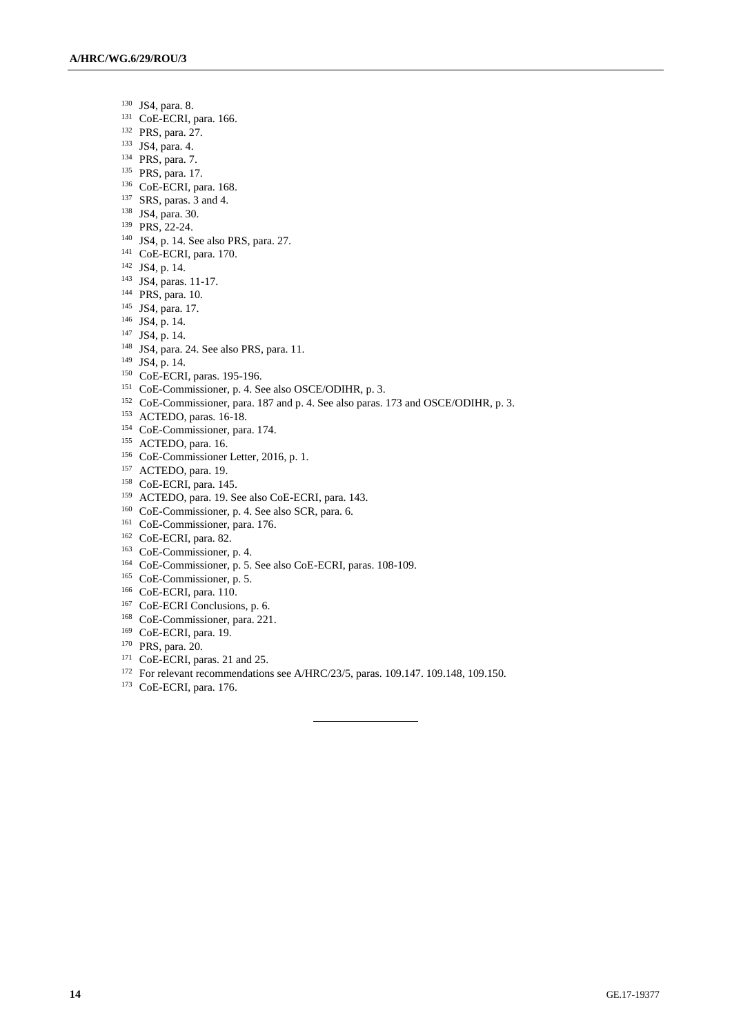[130] JS4, para. 8.
[131] CoE-ECRI, para. 166.
[132] PRS, para. 27.
[133] JS4, para. 4.
[134] PRS, para. 7.
[135] PRS, para. 17.
[136] CoE-ECRI, para. 168.
[137] SRS, paras. 3 and 4.
[138] JS4, para. 30.
[139] PRS, 22-24.
[140] JS4, p. 14. See also PRS, para. 27.
[141] CoE-ECRI, para. 170.
[142] JS4, p. 14.
[143] JS4, paras. 11-17.
[144] PRS, para. 10.
[145] JS4, para. 17.
[146] JS4, p. 14.
[147] JS4, p. 14.
[148] JS4, para. 24. See also PRS, para. 11.
[149] JS4, p. 14.
[150] CoE-ECRI, paras. 195-196.
[151] CoE-Commissioner, p. 4. See also OSCE/ODIHR, p. 3.
[152] CoE-Commissioner, para. 187 and p. 4. See also paras. 173 and OSCE/ODIHR, p. 3.
[153] ACTEDO, paras. 16-18.
[154] CoE-Commissioner, para. 174.
[155] ACTEDO, para. 16.
[156] CoE-Commissioner Letter, 2016, p. 1.
[157] ACTEDO, para. 19.
[158] CoE-ECRI, para. 145.
[159] ACTEDO, para. 19. See also CoE-ECRI, para. 143.
[160] CoE-Commissioner, p. 4. See also SCR, para. 6.
[161] CoE-Commissioner, para. 176.
[162] CoE-ECRI, para. 82.
[163] CoE-Commissioner, p. 4.
[164] CoE-Commissioner, p. 5. See also CoE-ECRI, paras. 108-109.
[165] CoE-Commissioner, p. 5.
[166] CoE-ECRI, para. 110.
[167] CoE-ECRI Conclusions, p. 6.
[168] CoE-Commissioner, para. 221.
[169] CoE-ECRI, para. 19.
[170] PRS, para. 20.
[171] CoE-ECRI, paras. 21 and 25.
[172] For relevant recommendations see A/HRC/23/5, paras. 109.147. 109.148, 109.150.
[173] CoE-ECRI, para. 176.